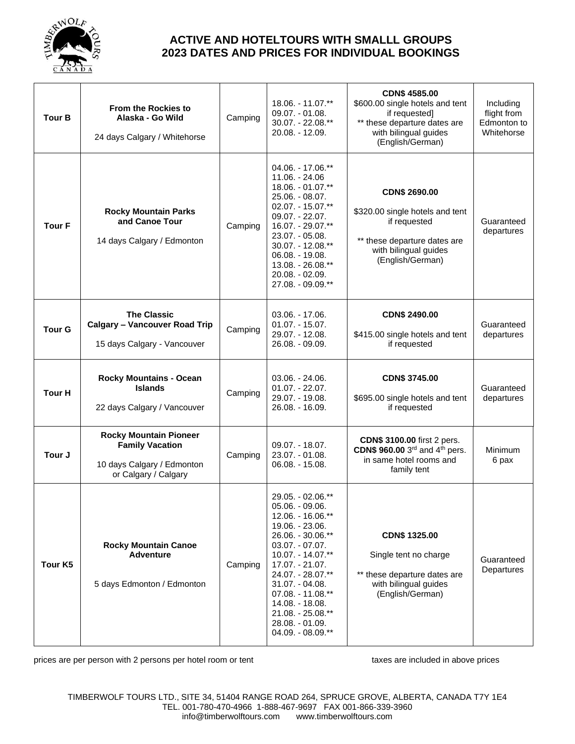# ACTIVE AND HOTELTOURS WITH SMALLL GROUPS
# 2023 DATES AND PRICES FOR INDIVIDUAL BOOKINGS

| | | | | | |
|---|---|---|---|---|---|
| **Tour B** | **From the Rockies to Alaska - Go Wild**<br><br>24 days Calgary / Whitehorse | Camping | 18.06. - 11.07.**<br>09.07. - 01.08.<br>30.07. - 22.08.**<br>20.08. - 12.09. | **CDN$ 4585.00**<br>$600.00 single hotels and tent if requested]<br>** these departure dates are with bilingual guides (English/German) | Including flight from Edmonton to Whitehorse |
| **Tour F** | **Rocky Mountain Parks and Canoe Tour**<br><br>14 days Calgary / Edmonton | Camping | 04.06. - 17.06.**<br>11.06. - 24.06<br>18.06. - 01.07.**<br>25.06. - 08.07.<br>02.07. - 15.07.**<br>09.07. - 22.07.<br>16.07. - 29.07.**<br>23.07. - 05.08.<br>30.07. - 12.08.**<br>06.08. - 19.08.<br>13.08. - 26.08.**<br>20.08. - 02.09.<br>27.08. - 09.09.** | **CDN$ 2690.00**<br><br>$320.00 single hotels and tent if requested<br><br>** these departure dates are with bilingual guides (English/German) | Guaranteed departures |
| **Tour G** | **The Classic Calgary – Vancouver Road Trip**<br><br>15 days Calgary - Vancouver | Camping | 03.06. - 17.06.<br>01.07. - 15.07.<br>29.07. - 12.08.<br>26.08. - 09.09. | **CDN$ 2490.00**<br><br>$415.00 single hotels and tent if requested | Guaranteed departures |
| **Tour H** | **Rocky Mountains - Ocean Islands**<br><br>22 days Calgary / Vancouver | Camping | 03.06. - 24.06.<br>01.07. - 22.07.<br>29.07. - 19.08.<br>26.08. - 16.09. | **CDN$ 3745.00**<br><br>$695.00 single hotels and tent if requested | Guaranteed departures |
| **Tour J** | **Rocky Mountain Pioneer Family Vacation**<br><br>10 days Calgary / Edmonton or Calgary / Calgary | Camping | 09.07. - 18.07.<br>23.07. - 01.08.<br>06.08. - 15.08. | **CDN$ 3100.00** first 2 pers.<br>**CDN$ 960.00** 3rd and 4th pers. in same hotel rooms and family tent | Minimum 6 pax |
| **Tour K5** | **Rocky Mountain Canoe Adventure**<br><br>5 days Edmonton / Edmonton | Camping | 29.05. - 02.06.**<br>05.06. - 09.06.<br>12.06. - 16.06.**<br>19.06. - 23.06.<br>26.06. - 30.06.**<br>03.07. - 07.07.<br>10.07. - 14.07.**<br>17.07. - 21.07.<br>24.07. - 28.07.**<br>31.07. - 04.08.<br>07.08. - 11.08.**<br>14.08. - 18.08.<br>21.08. - 25.08.**<br>28.08. - 01.09.<br>04.09. - 08.09.** | **CDN$ 1325.00**<br><br>Single tent no charge<br><br>** these departure dates are with bilingual guides (English/German) | Guaranteed Departures |

prices are per person with 2 persons per hotel room or tent

taxes are included in above prices

TIMBERWOLF TOURS LTD., SITE 34, 51404 RANGE ROAD 264, SPRUCE GROVE, ALBERTA, CANADA T7Y 1E4
TEL. 001-780-470-4966 1-888-467-9697 FAX 001-866-339-3960
info@timberwolftours.com www.timberwolftours.com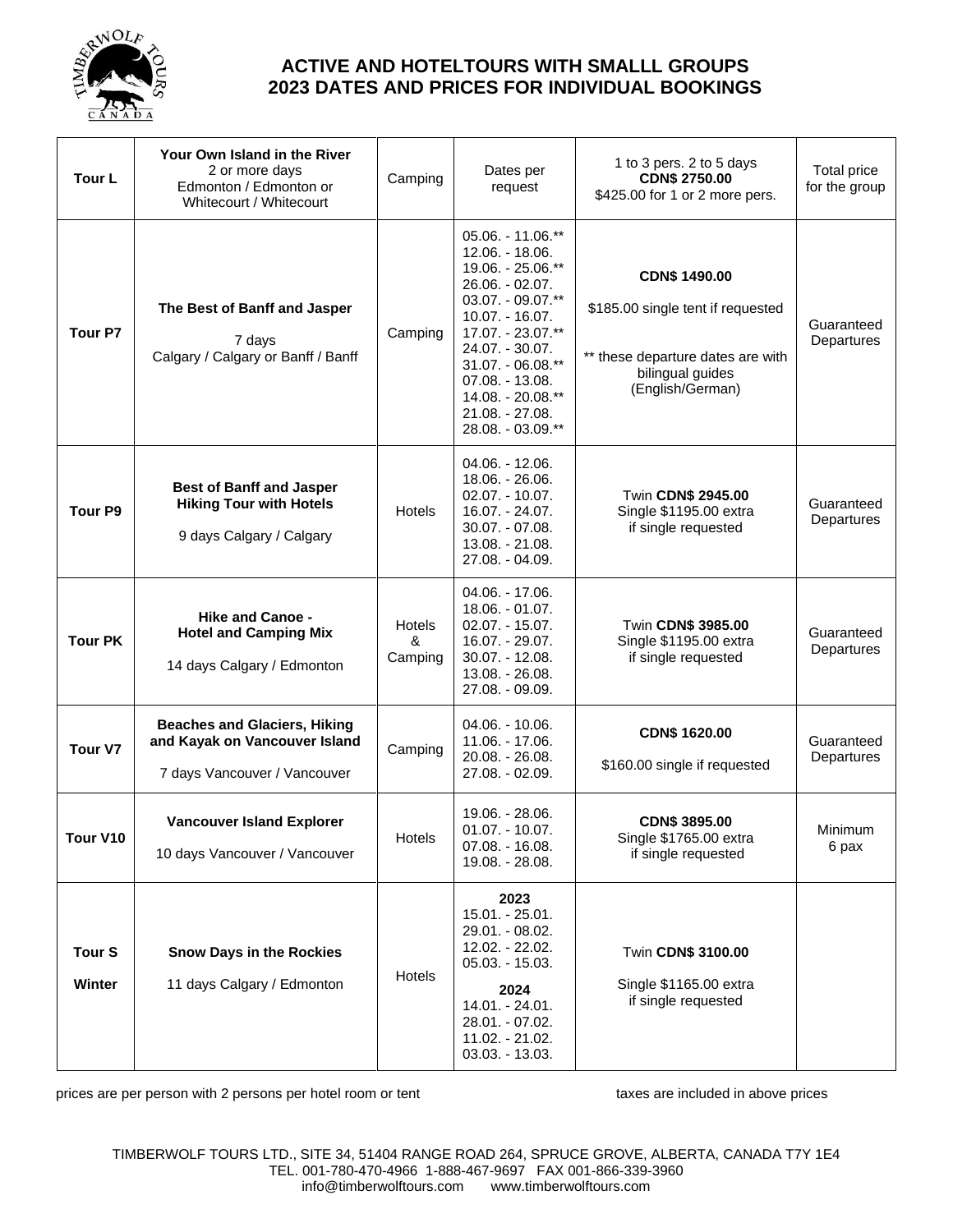## ACTIVE AND HOTELTOURS WITH SMALLL GROUPS
## 2023 DATES AND PRICES FOR INDIVIDUAL BOOKINGS

| | | | | | |
|---|---|---|---|---|---|
| **Tour L** | **Your Own Island in the River**<br>2 or more days<br>Edmonton / Edmonton or Whitecourt / Whitecourt | Camping | Dates per request | 1 to 3 pers. 2 to 5 days<br>**CDN$ 2750.00**<br>$425.00 for 1 or 2 more pers. | Total price for the group |
| **Tour P7** | **The Best of Banff and Jasper**<br>7 days<br>Calgary / Calgary or Banff / Banff | Camping | 05.06. - 11.06.**<br>12.06. - 18.06.<br>19.06. - 25.06.**<br>26.06. - 02.07.<br>03.07. - 09.07.**<br>10.07. - 16.07.<br>17.07. - 23.07.**<br>24.07. - 30.07.<br>31.07. - 06.08.**<br>07.08. - 13.08.<br>14.08. - 20.08.**<br>21.08. - 27.08.<br>28.08. - 03.09.** | **CDN$ 1490.00**<br>$185.00 single tent if requested<br>** these departure dates are with bilingual guides (English/German) | Guaranteed Departures |
| **Tour P9** | **Best of Banff and Jasper Hiking Tour with Hotels**<br>9 days Calgary / Calgary | Hotels | 04.06. - 12.06.<br>18.06. - 26.06.<br>02.07. - 10.07.<br>16.07. - 24.07.<br>30.07. - 07.08.<br>13.08. - 21.08.<br>27.08. - 04.09. | Twin **CDN$ 2945.00**<br>Single $1195.00 extra if single requested | Guaranteed Departures |
| **Tour PK** | **Hike and Canoe - Hotel and Camping Mix**<br>14 days Calgary / Edmonton | Hotels & Camping | 04.06. - 17.06.<br>18.06. - 01.07.<br>02.07. - 15.07.<br>16.07. - 29.07.<br>30.07. - 12.08.<br>13.08. - 26.08.<br>27.08. - 09.09. | Twin **CDN$ 3985.00**<br>Single $1195.00 extra if single requested | Guaranteed Departures |
| **Tour V7** | **Beaches and Glaciers, Hiking and Kayak on Vancouver Island**<br>7 days Vancouver / Vancouver | Camping | 04.06. - 10.06.<br>11.06. - 17.06.<br>20.08. - 26.08.<br>27.08. - 02.09. | **CDN$ 1620.00**<br>$160.00 single if requested | Guaranteed Departures |
| **Tour V10** | **Vancouver Island Explorer**<br>10 days Vancouver / Vancouver | Hotels | 19.06. - 28.06.<br>01.07. - 10.07.<br>07.08. - 16.08.<br>19.08. - 28.08. | **CDN$ 3895.00**<br>Single $1765.00 extra if single requested | Minimum 6 pax |
| **Tour S Winter** | **Snow Days in the Rockies**<br>11 days Calgary / Edmonton | Hotels | **2023**<br>15.01. - 25.01.<br>29.01. - 08.02.<br>12.02. - 22.02.<br>05.03. - 15.03.<br>**2024**<br>14.01. - 24.01.<br>28.01. - 07.02.<br>11.02. - 21.02.<br>03.03. - 13.03. | Twin **CDN$ 3100.00**<br>Single $1165.00 extra if single requested | |

prices are per person with 2 persons per hotel room or tent

taxes are included in above prices

TIMBERWOLF TOURS LTD., SITE 34, 51404 RANGE ROAD 264, SPRUCE GROVE, ALBERTA, CANADA T7Y 1E4
TEL. 001-780-470-4966 1-888-467-9697 FAX 001-866-339-3960
info@timberwolftours.com www.timberwolftours.com